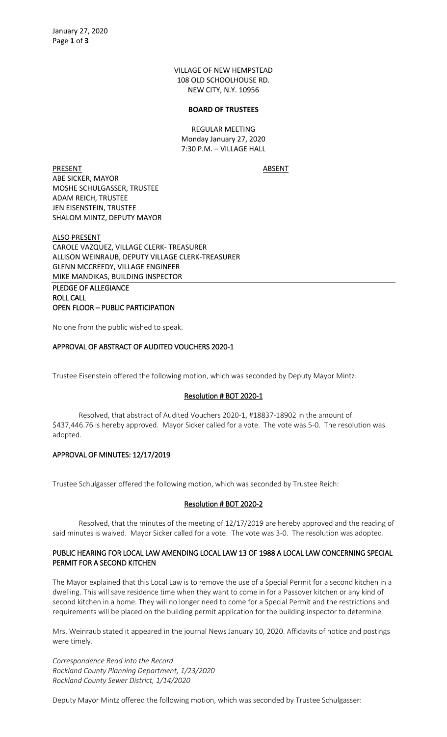VILLAGE OF NEW HEMPSTEAD
108 OLD SCHOOLHOUSE RD.
NEW CITY, N.Y. 10956

**BOARD OF TRUSTEES**

REGULAR MEETING
Monday January 27, 2020
7:30 P.M. – VILLAGE HALL

| PRESENT | ABSENT |
|---|---|
| ABE SICKER, MAYOR | |
| MOSHE SCHULGASSER, TRUSTEE | |
| ADAM REICH, TRUSTEE | |
| JEN EISENSTEIN, TRUSTEE | |
| SHALOM MINTZ, DEPUTY MAYOR | |

ALSO PRESENT
CAROLE VAZQUEZ, VILLAGE CLERK- TREASURER
ALLISON WEINRAUB, DEPUTY VILLAGE CLERK-TREASURER
GLENN MCCREEDY, VILLAGE ENGINEER
MIKE MANDIKAS, BUILDING INSPECTOR

**PLEDGE OF ALLEGIANCE**
**ROLL CALL**
**OPEN FLOOR – PUBLIC PARTICIPATION**

No one from the public wished to speak.

**APPROVAL OF ABSTRACT OF AUDITED VOUCHERS 2020-1**

Trustee Eisenstein offered the following motion, which was seconded by Deputy Mayor Mintz:

**Resolution # BOT 2020-1**

Resolved, that abstract of Audited Vouchers 2020-1, #18837-18902 in the amount of $437,446.76 is hereby approved. Mayor Sicker called for a vote. The vote was 5-0. The resolution was adopted.

**APPROVAL OF MINUTES: 12/17/2019**

Trustee Schulgasser offered the following motion, which was seconded by Trustee Reich:

**Resolution # BOT 2020-2**

Resolved, that the minutes of the meeting of 12/17/2019 are hereby approved and the reading of said minutes is waived. Mayor Sicker called for a vote. The vote was 3-0. The resolution was adopted.

**PUBLIC HEARING FOR LOCAL LAW AMENDING LOCAL LAW 13 OF 1988 A LOCAL LAW CONCERNING SPECIAL PERMIT FOR A SECOND KITCHEN**

The Mayor explained that this Local Law is to remove the use of a Special Permit for a second kitchen in a dwelling. This will save residence time when they want to come in for a Passover kitchen or any kind of second kitchen in a home. They will no longer need to come for a Special Permit and the restrictions and requirements will be placed on the building permit application for the building inspector to determine.

Mrs. Weinraub stated it appeared in the journal News January 10, 2020. Affidavits of notice and postings were timely.

*Correspondence Read into the Record*
*Rockland County Planning Department, 1/23/2020*
*Rockland County Sewer District, 1/14/2020*

Deputy Mayor Mintz offered the following motion, which was seconded by Trustee Schulgasser: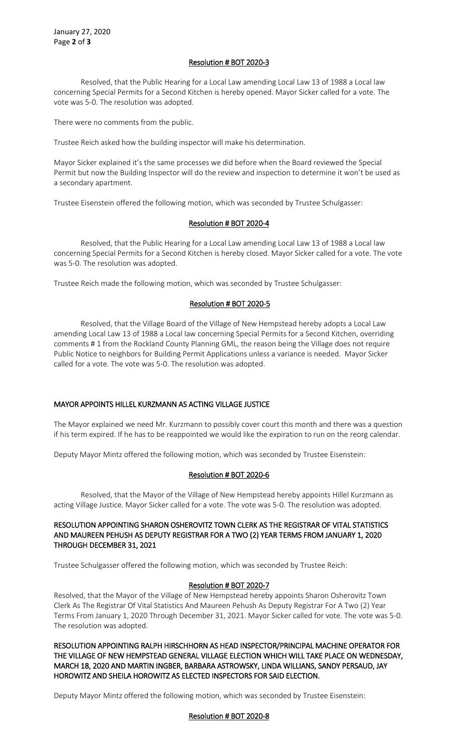## Resolution # BOT 2020-3

Resolved, that the Public Hearing for a Local Law amending Local Law 13 of 1988 a Local law concerning Special Permits for a Second Kitchen is hereby opened. Mayor Sicker called for a vote. The vote was 5-0. The resolution was adopted.

There were no comments from the public.

Trustee Reich asked how the building inspector will make his determination.

Mayor Sicker explained it's the same processes we did before when the Board reviewed the Special Permit but now the Building Inspector will do the review and inspection to determine it won't be used as a secondary apartment.

Trustee Eisenstein offered the following motion, which was seconded by Trustee Schulgasser:

## Resolution # BOT 2020-4

Resolved, that the Public Hearing for a Local Law amending Local Law 13 of 1988 a Local law concerning Special Permits for a Second Kitchen is hereby closed. Mayor Sicker called for a vote. The vote was 5-0. The resolution was adopted.

Trustee Reich made the following motion, which was seconded by Trustee Schulgasser:

## Resolution # BOT 2020-5

Resolved, that the Village Board of the Village of New Hempstead hereby adopts a Local Law amending Local Law 13 of 1988 a Local law concerning Special Permits for a Second Kitchen, overriding comments # 1 from the Rockland County Planning GML, the reason being the Village does not require Public Notice to neighbors for Building Permit Applications unless a variance is needed. Mayor Sicker called for a vote. The vote was 5-0. The resolution was adopted.

## MAYOR APPOINTS HILLEL KURZMANN AS ACTING VILLAGE JUSTICE

The Mayor explained we need Mr. Kurzmann to possibly cover court this month and there was a question if his term expired. If he has to be reappointed we would like the expiration to run on the reorg calendar.

Deputy Mayor Mintz offered the following motion, which was seconded by Trustee Eisenstein:

## Resolution # BOT 2020-6

Resolved, that the Mayor of the Village of New Hempstead hereby appoints Hillel Kurzmann as acting Village Justice. Mayor Sicker called for a vote. The vote was 5-0. The resolution was adopted.

## RESOLUTION APPOINTING SHARON OSHEROVITZ TOWN CLERK AS THE REGISTRAR OF VITAL STATISTICS AND MAUREEN PEHUSH AS DEPUTY REGISTRAR FOR A TWO (2) YEAR TERMS FROM JANUARY 1, 2020 THROUGH DECEMBER 31, 2021

Trustee Schulgasser offered the following motion, which was seconded by Trustee Reich:

## Resolution # BOT 2020-7

Resolved, that the Mayor of the Village of New Hempstead hereby appoints Sharon Osherovitz Town Clerk As The Registrar Of Vital Statistics And Maureen Pehush As Deputy Registrar For A Two (2) Year Terms From January 1, 2020 Through December 31, 2021. Mayor Sicker called for vote. The vote was 5-0. The resolution was adopted.

## RESOLUTION APPOINTING RALPH HIRSCHHORN AS HEAD INSPECTOR/PRINCIPAL MACHINE OPERATOR FOR THE VILLAGE OF NEW HEMPSTEAD GENERAL VILLAGE ELECTION WHICH WILL TAKE PLACE ON WEDNESDAY, MARCH 18, 2020 AND MARTIN INGBER, BARBARA ASTROWSKY, LINDA WILLIANS, SANDY PERSAUD, JAY HOROWITZ AND SHEILA HOROWITZ AS ELECTED INSPECTORS FOR SAID ELECTION.

Deputy Mayor Mintz offered the following motion, which was seconded by Trustee Eisenstein:

## Resolution # BOT 2020-8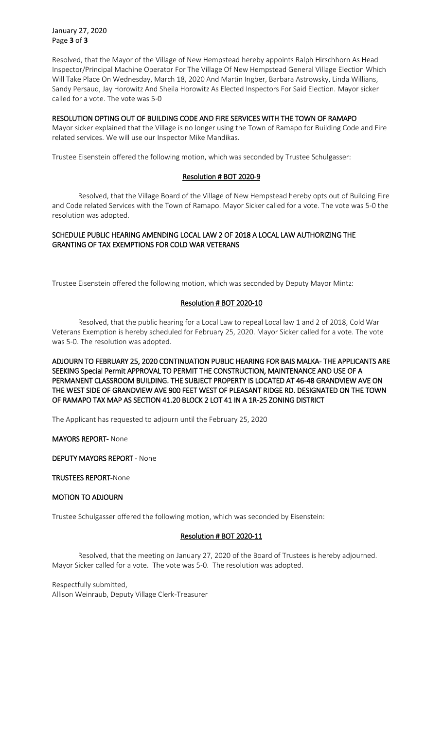Resolved, that the Mayor of the Village of New Hempstead hereby appoints Ralph Hirschhorn As Head Inspector/Principal Machine Operator For The Village Of New Hempstead General Village Election Which Will Take Place On Wednesday, March 18, 2020 And Martin Ingber, Barbara Astrowsky, Linda Willians, Sandy Persaud, Jay Horowitz And Sheila Horowitz As Elected Inspectors For Said Election. Mayor sicker called for a vote. The vote was 5-0

**RESOLUTION OPTING OUT OF BUILDING CODE AND FIRE SERVICES WITH THE TOWN OF RAMAPO**

Mayor sicker explained that the Village is no longer using the Town of Ramapo for Building Code and Fire related services. We will use our Inspector Mike Mandikas.

Trustee Eisenstein offered the following motion, which was seconded by Trustee Schulgasser:

**Resolution # BOT 2020-9**

Resolved, that the Village Board of the Village of New Hempstead hereby opts out of Building Fire and Code related Services with the Town of Ramapo. Mayor Sicker called for a vote. The vote was 5-0 the resolution was adopted.

**SCHEDULE PUBLIC HEARING AMENDING LOCAL LAW 2 OF 2018 A LOCAL LAW AUTHORIZING THE GRANTING OF TAX EXEMPTIONS FOR COLD WAR VETERANS**

Trustee Eisenstein offered the following motion, which was seconded by Deputy Mayor Mintz:

**Resolution # BOT 2020-10**

Resolved, that the public hearing for a Local Law to repeal Local law 1 and 2 of 2018, Cold War Veterans Exemption is hereby scheduled for February 25, 2020. Mayor Sicker called for a vote. The vote was 5-0. The resolution was adopted.

**ADJOURN TO FEBRUARY 25, 2020 CONTINUATION PUBLIC HEARING FOR BAIS MALKA- THE APPLICANTS ARE SEEKING Special Permit APPROVAL TO PERMIT THE CONSTRUCTION, MAINTENANCE AND USE OF A PERMANENT CLASSROOM BUILDING. THE SUBJECT PROPERTY IS LOCATED AT 46-48 GRANDVIEW AVE ON THE WEST SIDE OF GRANDVIEW AVE 900 FEET WEST OF PLEASANT RIDGE RD. DESIGNATED ON THE TOWN OF RAMAPO TAX MAP AS SECTION 41.20 BLOCK 2 LOT 41 IN A 1R-25 ZONING DISTRICT**

The Applicant has requested to adjourn until the February 25, 2020

**MAYORS REPORT-** None

**DEPUTY MAYORS REPORT -** None

**TRUSTEES REPORT-**None

**MOTION TO ADJOURN**

Trustee Schulgasser offered the following motion, which was seconded by Eisenstein:

**Resolution # BOT 2020-11**

Resolved, that the meeting on January 27, 2020 of the Board of Trustees is hereby adjourned. Mayor Sicker called for a vote. The vote was 5-0. The resolution was adopted.

Respectfully submitted,
Allison Weinraub, Deputy Village Clerk-Treasurer